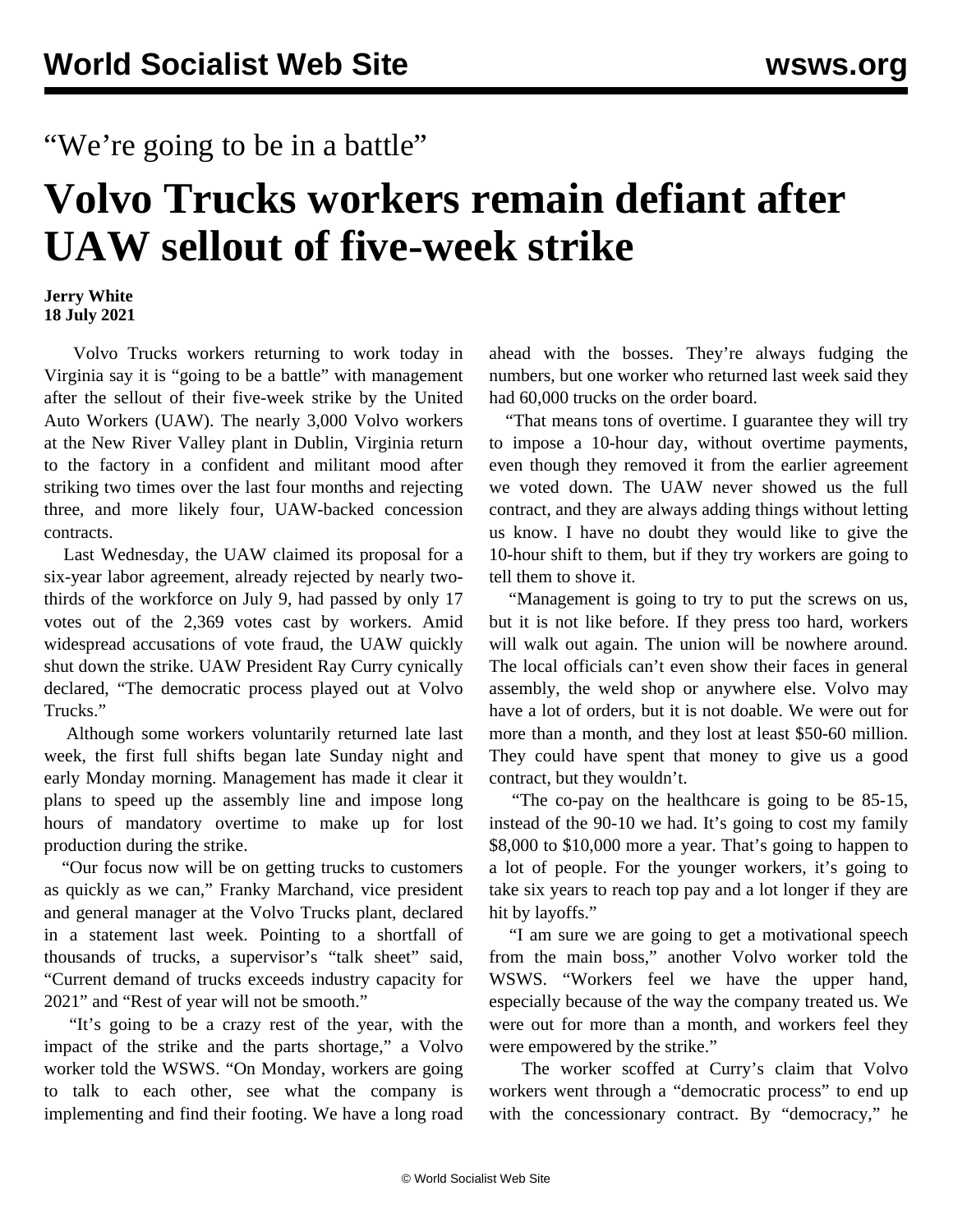"We're going to be in a battle"

# Volvo Trucks workers remain defiant after UAW sellout of five-week strike

**Jerry White**
**18 July 2021**

Volvo Trucks workers returning to work today in Virginia say it is "going to be a battle" with management after the sellout of their five-week strike by the United Auto Workers (UAW). The nearly 3,000 Volvo workers at the New River Valley plant in Dublin, Virginia return to the factory in a confident and militant mood after striking two times over the last four months and rejecting three, and more likely four, UAW-backed concession contracts.

Last Wednesday, the UAW claimed its proposal for a six-year labor agreement, already rejected by nearly two-thirds of the workforce on July 9, had passed by only 17 votes out of the 2,369 votes cast by workers. Amid widespread accusations of vote fraud, the UAW quickly shut down the strike. UAW President Ray Curry cynically declared, "The democratic process played out at Volvo Trucks."

Although some workers voluntarily returned late last week, the first full shifts began late Sunday night and early Monday morning. Management has made it clear it plans to speed up the assembly line and impose long hours of mandatory overtime to make up for lost production during the strike.

"Our focus now will be on getting trucks to customers as quickly as we can," Franky Marchand, vice president and general manager at the Volvo Trucks plant, declared in a statement last week. Pointing to a shortfall of thousands of trucks, a supervisor's "talk sheet" said, "Current demand of trucks exceeds industry capacity for 2021" and "Rest of year will not be smooth."

"It's going to be a crazy rest of the year, with the impact of the strike and the parts shortage," a Volvo worker told the WSWS. "On Monday, workers are going to talk to each other, see what the company is implementing and find their footing. We have a long road ahead with the bosses. They're always fudging the numbers, but one worker who returned last week said they had 60,000 trucks on the order board.

"That means tons of overtime. I guarantee they will try to impose a 10-hour day, without overtime payments, even though they removed it from the earlier agreement we voted down. The UAW never showed us the full contract, and they are always adding things without letting us know. I have no doubt they would like to give the 10-hour shift to them, but if they try workers are going to tell them to shove it.

"Management is going to try to put the screws on us, but it is not like before. If they press too hard, workers will walk out again. The union will be nowhere around. The local officials can't even show their faces in general assembly, the weld shop or anywhere else. Volvo may have a lot of orders, but it is not doable. We were out for more than a month, and they lost at least $50-60 million. They could have spent that money to give us a good contract, but they wouldn't.

"The co-pay on the healthcare is going to be 85-15, instead of the 90-10 we had. It's going to cost my family $8,000 to $10,000 more a year. That's going to happen to a lot of people. For the younger workers, it's going to take six years to reach top pay and a lot longer if they are hit by layoffs."

"I am sure we are going to get a motivational speech from the main boss," another Volvo worker told the WSWS. "Workers feel we have the upper hand, especially because of the way the company treated us. We were out for more than a month, and workers feel they were empowered by the strike."

The worker scoffed at Curry's claim that Volvo workers went through a "democratic process" to end up with the concessionary contract. By "democracy," he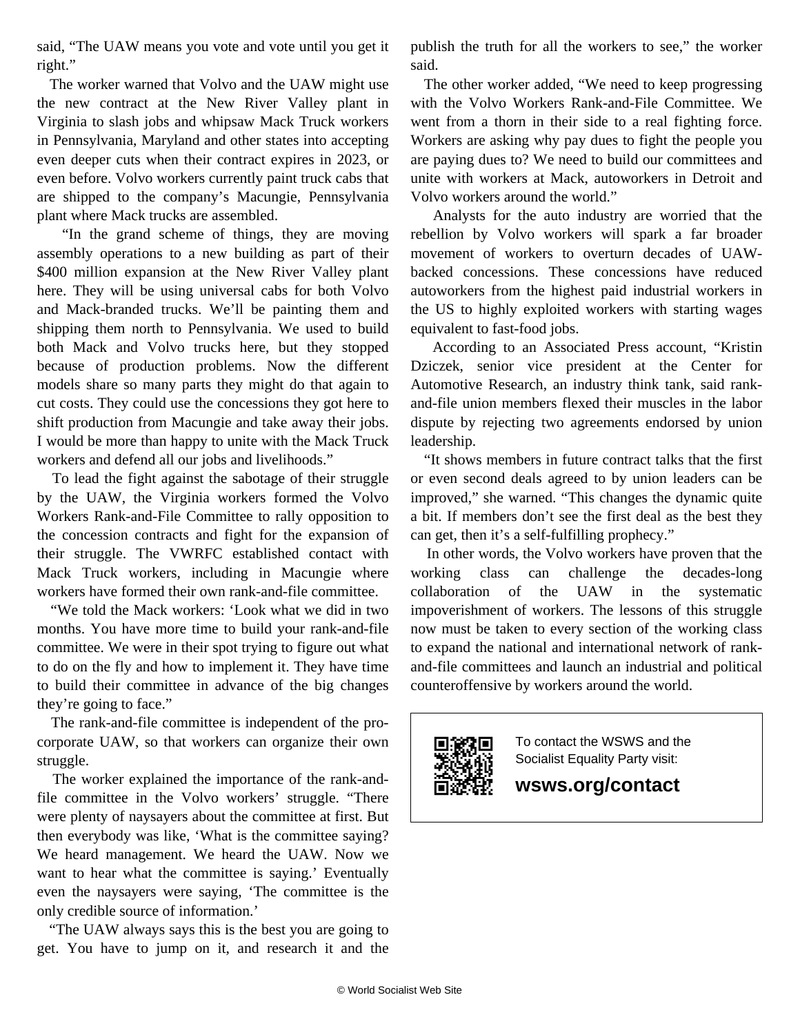said, “The UAW means you vote and vote until you get it right.”

The worker warned that Volvo and the UAW might use the new contract at the New River Valley plant in Virginia to slash jobs and whipsaw Mack Truck workers in Pennsylvania, Maryland and other states into accepting even deeper cuts when their contract expires in 2023, or even before. Volvo workers currently paint truck cabs that are shipped to the company’s Macungie, Pennsylvania plant where Mack trucks are assembled.

“In the grand scheme of things, they are moving assembly operations to a new building as part of their $400 million expansion at the New River Valley plant here. They will be using universal cabs for both Volvo and Mack-branded trucks. We’ll be painting them and shipping them north to Pennsylvania. We used to build both Mack and Volvo trucks here, but they stopped because of production problems. Now the different models share so many parts they might do that again to cut costs. They could use the concessions they got here to shift production from Macungie and take away their jobs. I would be more than happy to unite with the Mack Truck workers and defend all our jobs and livelihoods.”

To lead the fight against the sabotage of their struggle by the UAW, the Virginia workers formed the Volvo Workers Rank-and-File Committee to rally opposition to the concession contracts and fight for the expansion of their struggle. The VWRFC established contact with Mack Truck workers, including in Macungie where workers have formed their own rank-and-file committee.

“We told the Mack workers: ‘Look what we did in two months. You have more time to build your rank-and-file committee. We were in their spot trying to figure out what to do on the fly and how to implement it. They have time to build their committee in advance of the big changes they’re going to face.”

The rank-and-file committee is independent of the pro-corporate UAW, so that workers can organize their own struggle.

The worker explained the importance of the rank-and-file committee in the Volvo workers’ struggle. “There were plenty of naysayers about the committee at first. But then everybody was like, ‘What is the committee saying? We heard management. We heard the UAW. Now we want to hear what the committee is saying.’ Eventually even the naysayers were saying, ‘The committee is the only credible source of information.’

“The UAW always says this is the best you are going to get. You have to jump on it, and research it and the publish the truth for all the workers to see,” the worker said.

The other worker added, “We need to keep progressing with the Volvo Workers Rank-and-File Committee. We went from a thorn in their side to a real fighting force. Workers are asking why pay dues to fight the people you are paying dues to? We need to build our committees and unite with workers at Mack, autoworkers in Detroit and Volvo workers around the world.”

Analysts for the auto industry are worried that the rebellion by Volvo workers will spark a far broader movement of workers to overturn decades of UAW-backed concessions. These concessions have reduced autoworkers from the highest paid industrial workers in the US to highly exploited workers with starting wages equivalent to fast-food jobs.

According to an Associated Press account, “Kristin Dziczek, senior vice president at the Center for Automotive Research, an industry think tank, said rank-and-file union members flexed their muscles in the labor dispute by rejecting two agreements endorsed by union leadership.

“It shows members in future contract talks that the first or even second deals agreed to by union leaders can be improved,” she warned. “This changes the dynamic quite a bit. If members don’t see the first deal as the best they can get, then it’s a self-fulfilling prophecy.”

In other words, the Volvo workers have proven that the working class can challenge the decades-long collaboration of the UAW in the systematic impoverishment of workers. The lessons of this struggle now must be taken to every section of the working class to expand the national and international network of rank-and-file committees and launch an industrial and political counteroffensive by workers around the world.

To contact the WSWS and the Socialist Equality Party visit:

**wsws.org/contact**